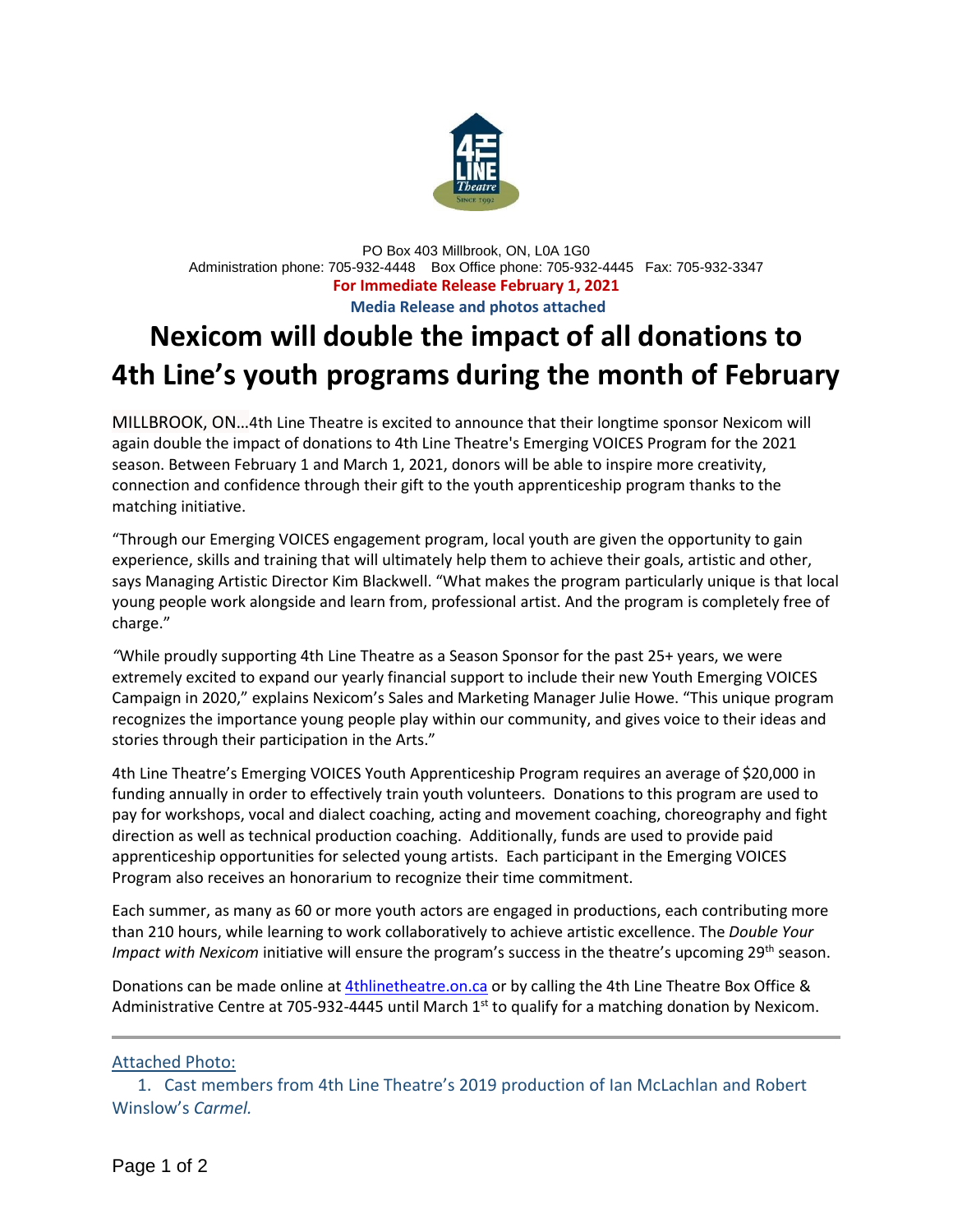PO Box 403 Millbrook, ON, L0A 1G0
Administration phone: 705-932-4448 Box Office phone: 705-932-4445 Fax: 705-932-3347

**For Immediate Release February 1, 2021**

**Media Release and photos attached**

# Nexicom will double the impact of all donations to 4th Line's youth programs during the month of February

MILLBROOK, ON…4th Line Theatre is excited to announce that their longtime sponsor Nexicom will again double the impact of donations to 4th Line Theatre's Emerging VOICES Program for the 2021 season. Between February 1 and March 1, 2021, donors will be able to inspire more creativity, connection and confidence through their gift to the youth apprenticeship program thanks to the matching initiative.

"Through our Emerging VOICES engagement program, local youth are given the opportunity to gain experience, skills and training that will ultimately help them to achieve their goals, artistic and other, says Managing Artistic Director Kim Blackwell. "What makes the program particularly unique is that local young people work alongside and learn from, professional artist. And the program is completely free of charge."

"While proudly supporting 4th Line Theatre as a Season Sponsor for the past 25+ years, we were extremely excited to expand our yearly financial support to include their new Youth Emerging VOICES Campaign in 2020," explains Nexicom's Sales and Marketing Manager Julie Howe. "This unique program recognizes the importance young people play within our community, and gives voice to their ideas and stories through their participation in the Arts."

4th Line Theatre's Emerging VOICES Youth Apprenticeship Program requires an average of $20,000 in funding annually in order to effectively train youth volunteers. Donations to this program are used to pay for workshops, vocal and dialect coaching, acting and movement coaching, choreography and fight direction as well as technical production coaching. Additionally, funds are used to provide paid apprenticeship opportunities for selected young artists. Each participant in the Emerging VOICES Program also receives an honorarium to recognize their time commitment.

Each summer, as many as 60 or more youth actors are engaged in productions, each contributing more than 210 hours, while learning to work collaboratively to achieve artistic excellence. The *Double Your Impact with Nexicom* initiative will ensure the program's success in the theatre's upcoming 29th season.

Donations can be made online at [4thlinetheatre.on.ca](4thlinetheatre.on.ca) or by calling the 4th Line Theatre Box Office & Administrative Centre at 705-932-4445 until March 1st to qualify for a matching donation by Nexicom.

---

Attached Photo:

1. Cast members from 4th Line Theatre's 2019 production of Ian McLachlan and Robert Winslow's *Carmel.*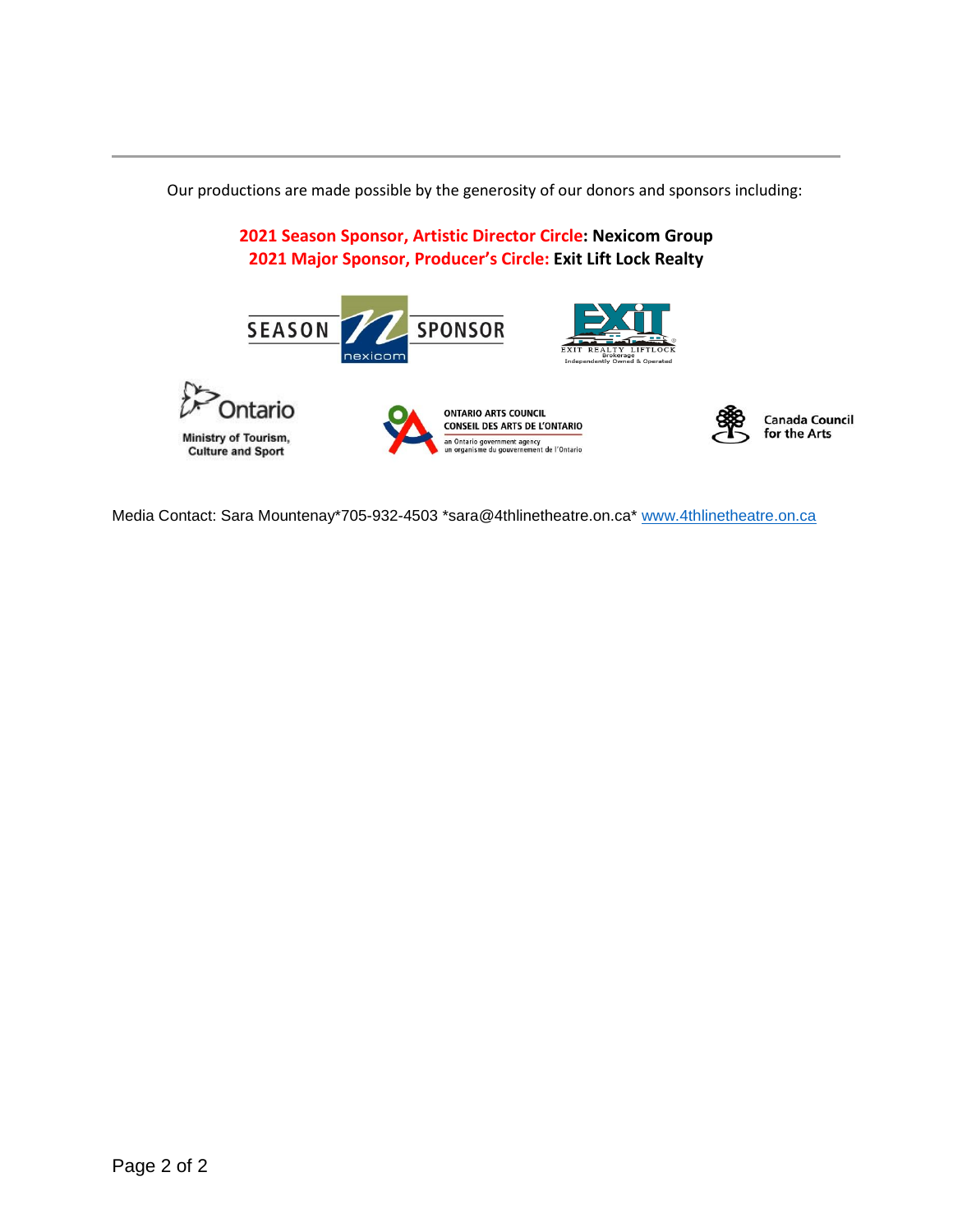---

Our productions are made possible by the generosity of our donors and sponsors including:

**2021 Season Sponsor, Artistic Director Circle: Nexicom Group**
**2021 Major Sponsor, Producer's Circle: Exit Lift Lock Realty**

SEASON nexicom SPONSOR

EXIT REALTY LIFTLOCK Brokerage Independently Owned & Operated

Ontario Ministry of Tourism, Culture and Sport

ONTARIO ARTS COUNCIL CONSEIL DES ARTS DE L'ONTARIO an Ontario government agency un organisme du gouvernement de l'Ontario

Canada Council for the Arts

Media Contact: Sara Mountenay*705-932-4503 *sara@4thlinetheatre.on.ca* [www.4thlinetheatre.on.ca](http://www.4thlinetheatre.on.ca)